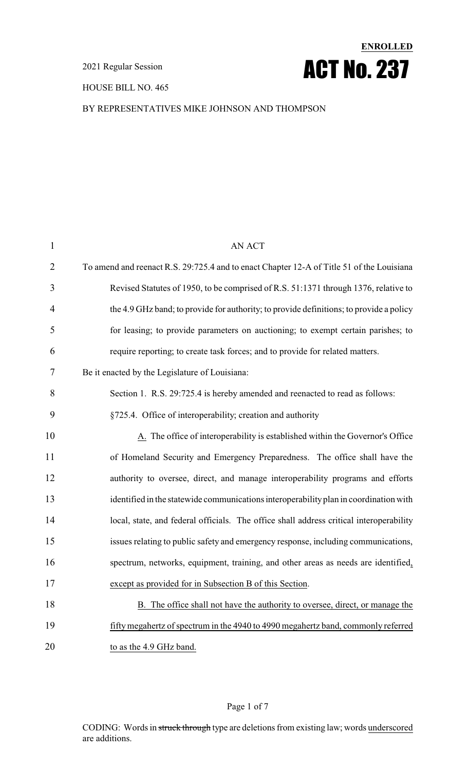**ENROLLED**

2021 Regular Session

# ACT No. 237

HOUSE BILL NO. 465

BY REPRESENTATIVES MIKE JOHNSON AND THOMPSON

AN ACT

To amend and reenact R.S. 29:725.4 and to enact Chapter 12-A of Title 51 of the Louisiana Revised Statutes of 1950, to be comprised of R.S. 51:1371 through 1376, relative to the 4.9 GHz band; to provide for authority; to provide definitions; to provide a policy for leasing; to provide parameters on auctioning; to exempt certain parishes; to require reporting; to create task forces; and to provide for related matters.

Be it enacted by the Legislature of Louisiana:

Section 1. R.S. 29:725.4 is hereby amended and reenacted to read as follows:

§725.4. Office of interoperability; creation and authority

A. The office of interoperability is established within the Governor's Office of Homeland Security and Emergency Preparedness. The office shall have the authority to oversee, direct, and manage interoperability programs and efforts identified in the statewide communications interoperability plan in coordination with local, state, and federal officials. The office shall address critical interoperability issues relating to public safety and emergency response, including communications, spectrum, networks, equipment, training, and other areas as needs are identified, except as provided for in Subsection B of this Section.

B. The office shall not have the authority to oversee, direct, or manage the fifty megahertz of spectrum in the 4940 to 4990 megahertz band, commonly referred to as the 4.9 GHz band.

CODING: Words in ~~struck through~~ type are deletions from existing law; words underscored are additions.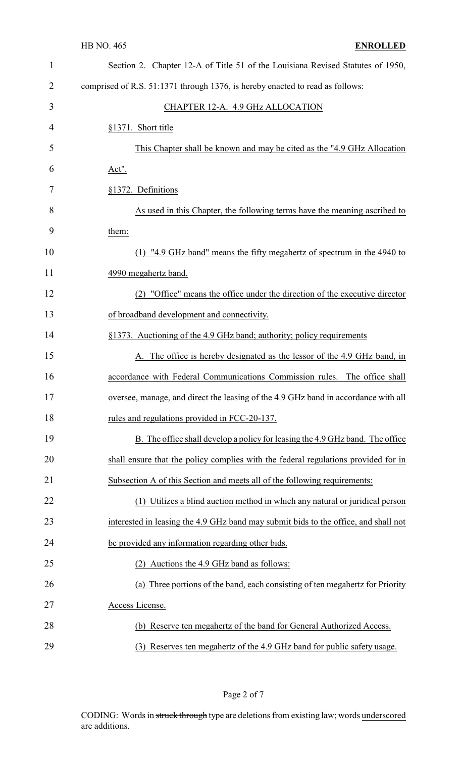Section 2. Chapter 12-A of Title 51 of the Louisiana Revised Statutes of 1950, comprised of R.S. 51:1371 through 1376, is hereby enacted to read as follows:

CHAPTER 12-A. 4.9 GHz ALLOCATION

§1371. Short title

This Chapter shall be known and may be cited as the "4.9 GHz Allocation Act".

§1372. Definitions

As used in this Chapter, the following terms have the meaning ascribed to them:

(1) "4.9 GHz band" means the fifty megahertz of spectrum in the 4940 to 4990 megahertz band.

(2) "Office" means the office under the direction of the executive director of broadband development and connectivity.

§1373. Auctioning of the 4.9 GHz band; authority; policy requirements

A. The office is hereby designated as the lessor of the 4.9 GHz band, in accordance with Federal Communications Commission rules. The office shall oversee, manage, and direct the leasing of the 4.9 GHz band in accordance with all rules and regulations provided in FCC-20-137.

B. The office shall develop a policy for leasing the 4.9 GHz band. The office shall ensure that the policy complies with the federal regulations provided for in Subsection A of this Section and meets all of the following requirements:

(1) Utilizes a blind auction method in which any natural or juridical person interested in leasing the 4.9 GHz band may submit bids to the office, and shall not be provided any information regarding other bids.

(2) Auctions the 4.9 GHz band as follows:

(a) Three portions of the band, each consisting of ten megahertz for Priority Access License.

(b) Reserve ten megahertz of the band for General Authorized Access.

(3) Reserves ten megahertz of the 4.9 GHz band for public safety usage.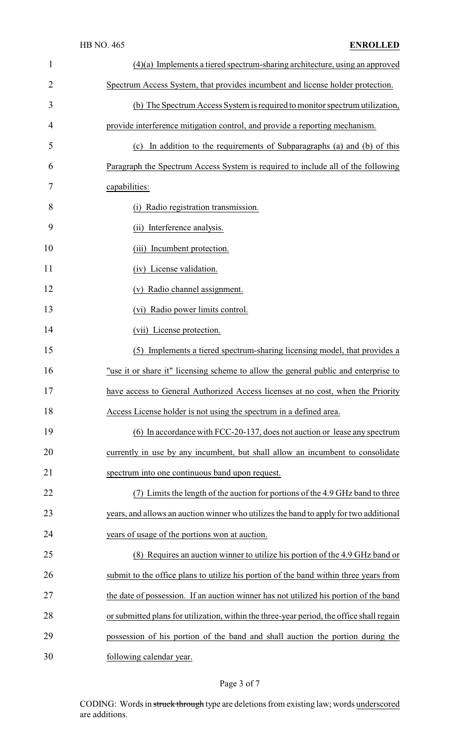(4)(a) Implements a tiered spectrum-sharing architecture, using an approved Spectrum Access System, that provides incumbent and license holder protection.

(b) The Spectrum Access System is required to monitor spectrum utilization, provide interference mitigation control, and provide a reporting mechanism.

(c) In addition to the requirements of Subparagraphs (a) and (b) of this Paragraph the Spectrum Access System is required to include all of the following capabilities:

(i) Radio registration transmission.

(ii) Interference analysis.

(iii) Incumbent protection.

(iv) License validation.

(v) Radio channel assignment.

(vi) Radio power limits control.

(vii) License protection.

(5) Implements a tiered spectrum-sharing licensing model, that provides a "use it or share it" licensing scheme to allow the general public and enterprise to have access to General Authorized Access licenses at no cost, when the Priority Access License holder is not using the spectrum in a defined area.

(6) In accordance with FCC-20-137, does not auction or lease any spectrum currently in use by any incumbent, but shall allow an incumbent to consolidate spectrum into one continuous band upon request.

(7) Limits the length of the auction for portions of the 4.9 GHz band to three years, and allows an auction winner who utilizes the band to apply for two additional years of usage of the portions won at auction.

(8) Requires an auction winner to utilize his portion of the 4.9 GHz band or submit to the office plans to utilize his portion of the band within three years from the date of possession. If an auction winner has not utilized his portion of the band or submitted plans for utilization, within the three-year period, the office shall regain possession of his portion of the band and shall auction the portion during the following calendar year.

CODING: Words in ~~struck through~~ type are deletions from existing law; words underscored are additions.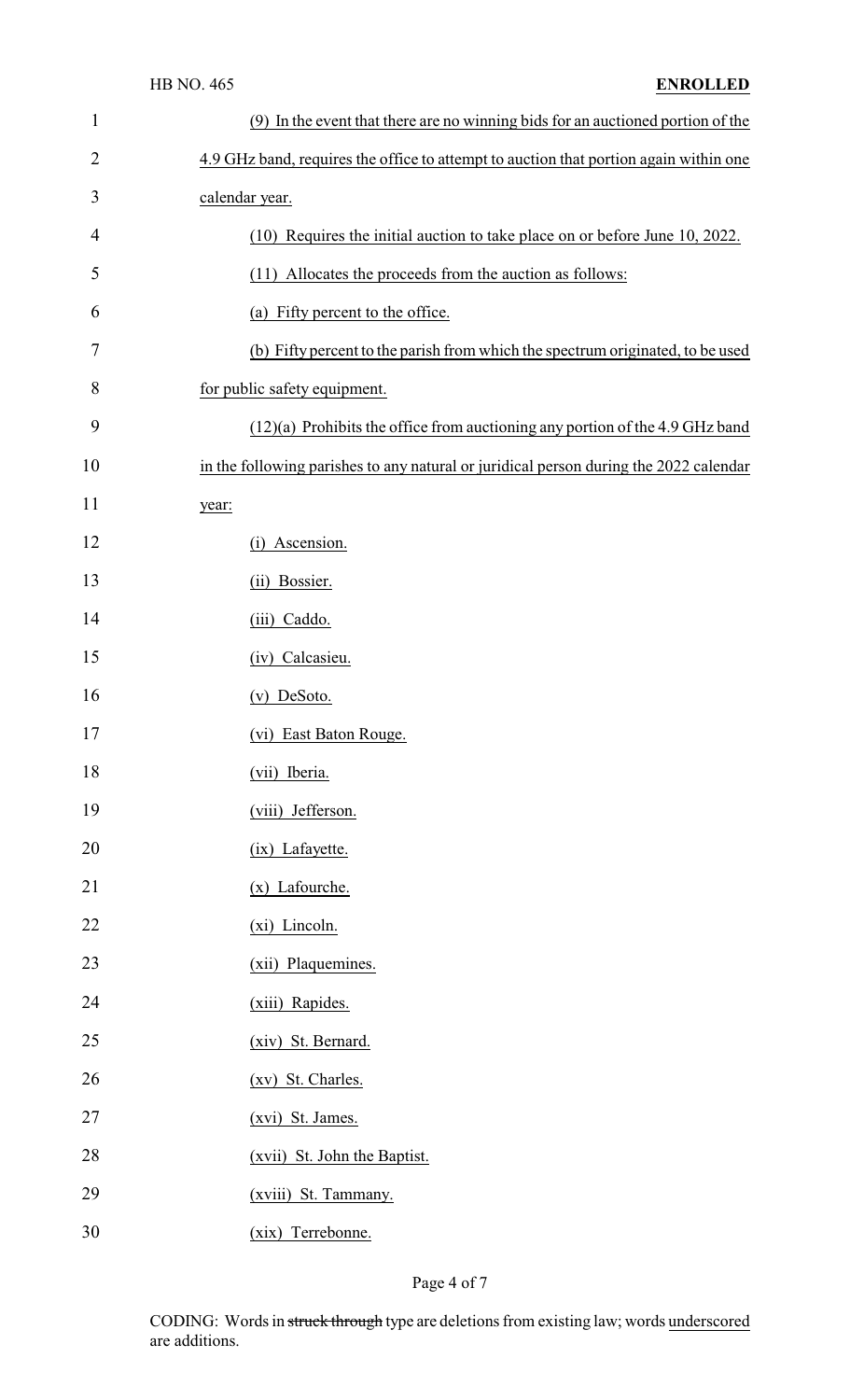(9) In the event that there are no winning bids for an auctioned portion of the 4.9 GHz band, requires the office to attempt to auction that portion again within one calendar year.

(10) Requires the initial auction to take place on or before June 10, 2022.

(11) Allocates the proceeds from the auction as follows:

(a) Fifty percent to the office.

(b) Fifty percent to the parish from which the spectrum originated, to be used for public safety equipment.

(12)(a) Prohibits the office from auctioning any portion of the 4.9 GHz band in the following parishes to any natural or juridical person during the 2022 calendar year:

(i) Ascension.

(ii) Bossier.

(iii) Caddo.

(iv) Calcasieu.

(v) DeSoto.

(vi) East Baton Rouge.

(vii) Iberia.

(viii) Jefferson.

(ix) Lafayette.

(x) Lafourche.

(xi) Lincoln.

(xii) Plaquemines.

(xiii) Rapides.

(xiv) St. Bernard.

(xv) St. Charles.

(xvi) St. James.

(xvii) St. John the Baptist.

(xviii) St. Tammany.

(xix) Terrebonne.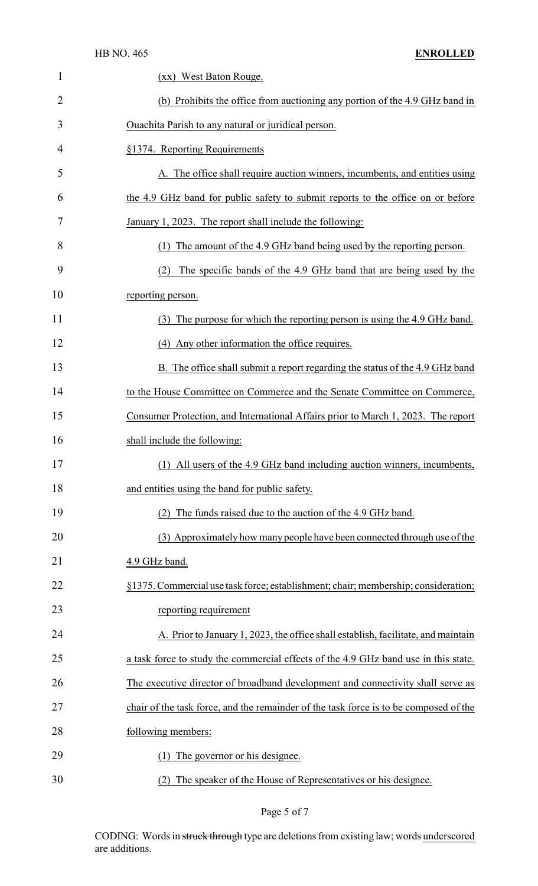(xx) West Baton Rouge.

(b) Prohibits the office from auctioning any portion of the 4.9 GHz band in Ouachita Parish to any natural or juridical person.

§1374. Reporting Requirements

A. The office shall require auction winners, incumbents, and entities using the 4.9 GHz band for public safety to submit reports to the office on or before January 1, 2023. The report shall include the following:

(1) The amount of the 4.9 GHz band being used by the reporting person.

(2) The specific bands of the 4.9 GHz band that are being used by the reporting person.

(3) The purpose for which the reporting person is using the 4.9 GHz band.

(4) Any other information the office requires.

B. The office shall submit a report regarding the status of the 4.9 GHz band to the House Committee on Commerce and the Senate Committee on Commerce, Consumer Protection, and International Affairs prior to March 1, 2023. The report shall include the following:

(1) All users of the 4.9 GHz band including auction winners, incumbents, and entities using the band for public safety.

(2) The funds raised due to the auction of the 4.9 GHz band.

(3) Approximately how many people have been connected through use of the 4.9 GHz band.

§1375. Commercial use task force; establishment; chair; membership; consideration; reporting requirement

A. Prior to January 1, 2023, the office shall establish, facilitate, and maintain a task force to study the commercial effects of the 4.9 GHz band use in this state. The executive director of broadband development and connectivity shall serve as chair of the task force, and the remainder of the task force is to be composed of the following members:

(1) The governor or his designee.

(2) The speaker of the House of Representatives or his designee.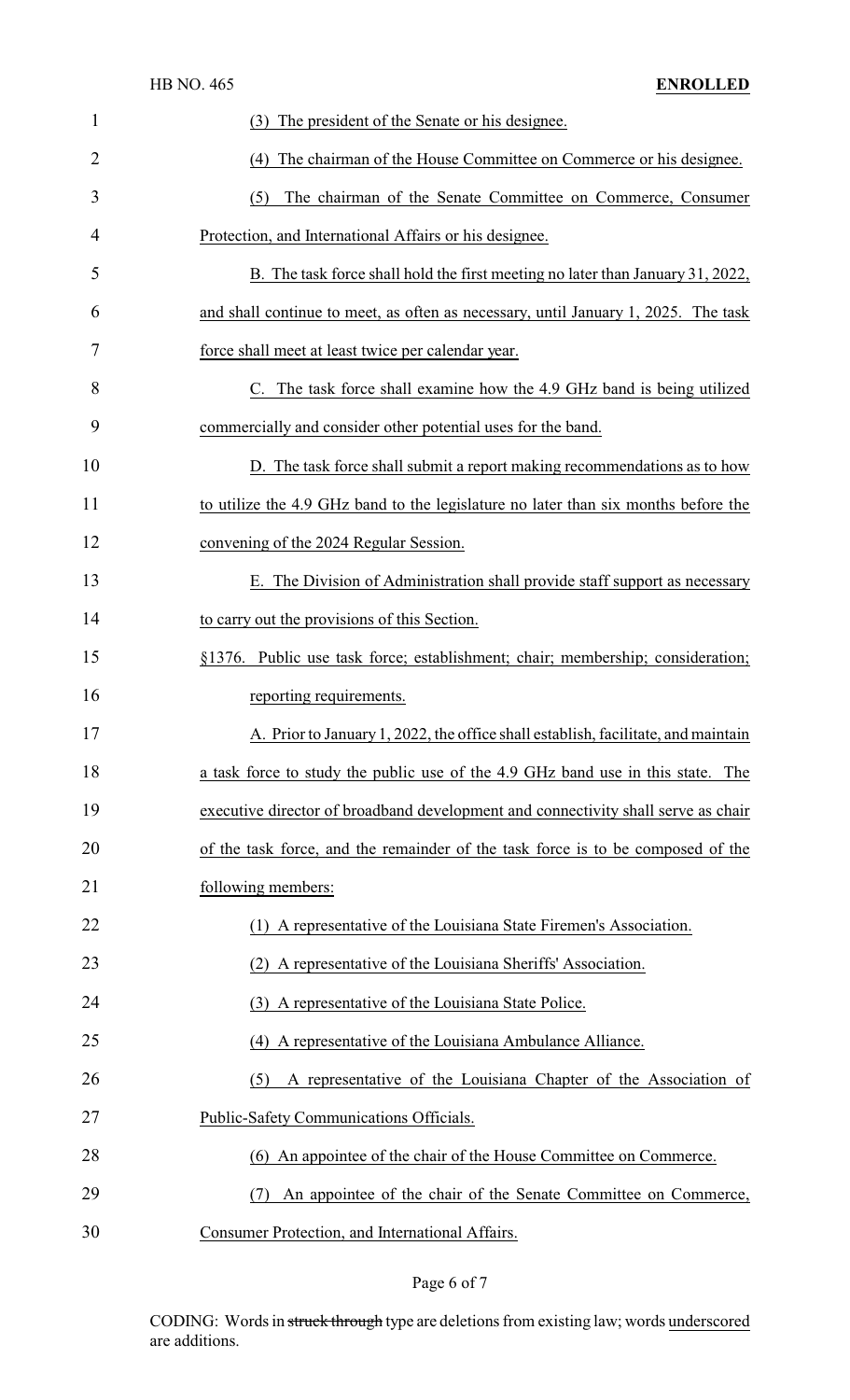(3) The president of the Senate or his designee.

(4) The chairman of the House Committee on Commerce or his designee.

(5) The chairman of the Senate Committee on Commerce, Consumer Protection, and International Affairs or his designee.

B. The task force shall hold the first meeting no later than January 31, 2022, and shall continue to meet, as often as necessary, until January 1, 2025. The task force shall meet at least twice per calendar year.

C. The task force shall examine how the 4.9 GHz band is being utilized commercially and consider other potential uses for the band.

D. The task force shall submit a report making recommendations as to how to utilize the 4.9 GHz band to the legislature no later than six months before the convening of the 2024 Regular Session.

E. The Division of Administration shall provide staff support as necessary to carry out the provisions of this Section.

§1376. Public use task force; establishment; chair; membership; consideration; reporting requirements.

A. Prior to January 1, 2022, the office shall establish, facilitate, and maintain a task force to study the public use of the 4.9 GHz band use in this state. The executive director of broadband development and connectivity shall serve as chair of the task force, and the remainder of the task force is to be composed of the following members:

(1) A representative of the Louisiana State Firemen's Association.

(2) A representative of the Louisiana Sheriffs' Association.

(3) A representative of the Louisiana State Police.

(4) A representative of the Louisiana Ambulance Alliance.

(5) A representative of the Louisiana Chapter of the Association of Public-Safety Communications Officials.

(6) An appointee of the chair of the House Committee on Commerce.

(7) An appointee of the chair of the Senate Committee on Commerce, Consumer Protection, and International Affairs.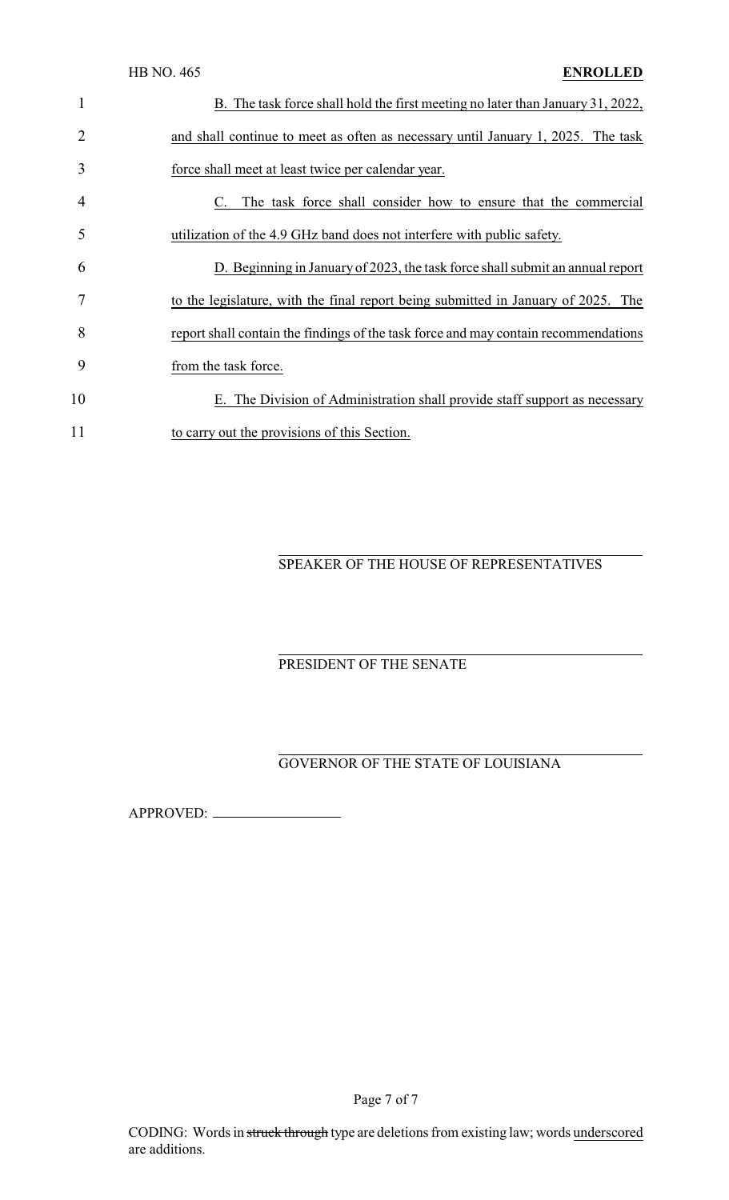B. The task force shall hold the first meeting no later than January 31, 2022, and shall continue to meet as often as necessary until January 1, 2025. The task force shall meet at least twice per calendar year.

C. The task force shall consider how to ensure that the commercial utilization of the 4.9 GHz band does not interfere with public safety.

D. Beginning in January of 2023, the task force shall submit an annual report to the legislature, with the final report being submitted in January of 2025. The report shall contain the findings of the task force and may contain recommendations from the task force.

E. The Division of Administration shall provide staff support as necessary to carry out the provisions of this Section.

SPEAKER OF THE HOUSE OF REPRESENTATIVES

PRESIDENT OF THE SENATE

GOVERNOR OF THE STATE OF LOUISIANA

APPROVED: \_\_\_\_\_\_\_\_\_\_\_\_\_\_\_\_\_\_

CODING: Words in ~~struck through~~ type are deletions from existing law; words underscored are additions.